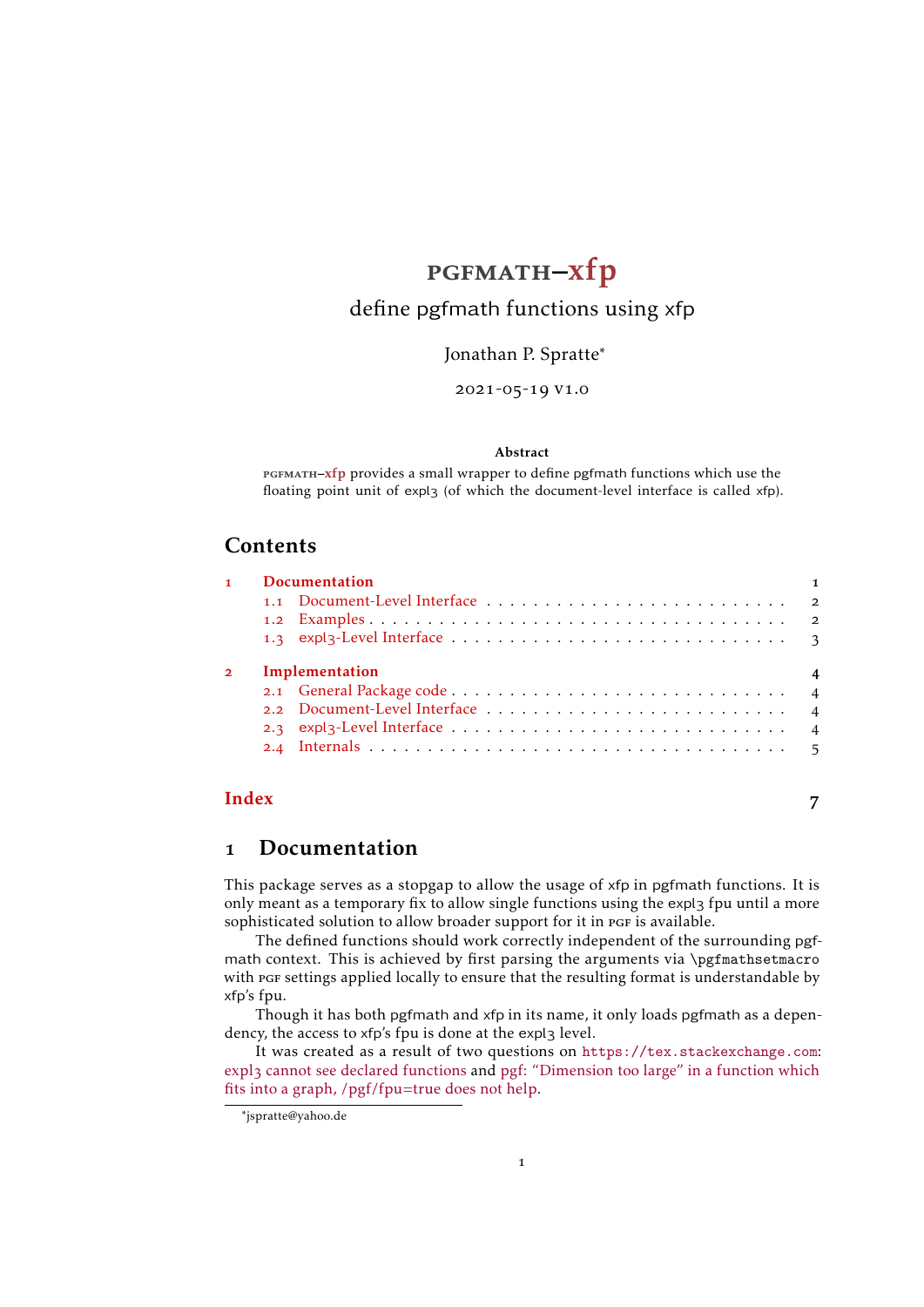# PGFMATH–xfp

define pgfmath functions using xfp

Jonathan P. Spratte[*]

2021-05-19 v1.0

**Abstract**

PGFMATH–xfp provides a small wrapper to define pgfmath functions which use the floating point unit of expl3 (of which the document-level interface is called xfp).

## Contents

1 Documentation — 1
- 1.1 Document-Level Interface — 2
- 1.2 Examples — 2
- 1.3 expl3-Level Interface — 3

2 Implementation — 4
- 2.1 General Package code — 4
- 2.2 Document-Level Interface — 4
- 2.3 expl3-Level Interface — 4
- 2.4 Internals — 5

Index — 7

## 1 Documentation

This package serves as a stopgap to allow the usage of xfp in pgfmath functions. It is only meant as a temporary fix to allow single functions using the expl3 fpu until a more sophisticated solution to allow broader support for it in PGF is available.

The defined functions should work correctly independent of the surrounding pgfmath context. This is achieved by first parsing the arguments via `\pgfmathsetmacro` with PGF settings applied locally to ensure that the resulting format is understandable by xfp's fpu.

Though it has both pgfmath and xfp in its name, it only loads pgfmath as a dependency, the access to xfp's fpu is done at the expl3 level.

It was created as a result of two questions on `https://tex.stackexchange.com`: expl3 cannot see declared functions and pgf: "Dimension too large" in a function which fits into a graph, /pgf/fpu=true does not help.

[*] jspratte@yahoo.de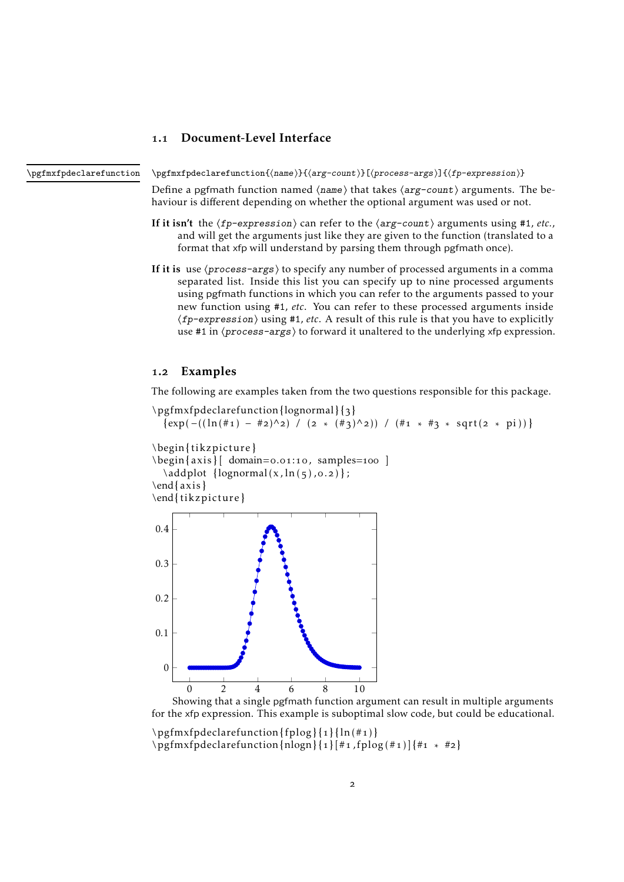## 1.1 Document-Level Interface

\pgfmxfpdeclarefunction

`\pgfmxfpdeclarefunction{⟨name⟩}{⟨arg-count⟩}[⟨process-args⟩]{⟨fp-expression⟩}`

Define a pgfmath function named ⟨*name*⟩ that takes ⟨*arg-count*⟩ arguments. The behaviour is different depending on whether the optional argument was used or not.

**If it isn't** the ⟨*fp-expression*⟩ can refer to the ⟨*arg-count*⟩ arguments using `#1`, *etc.*, and will get the arguments just like they are given to the function (translated to a format that xfp will understand by parsing them through pgfmath once).

**If it is** use ⟨*process-args*⟩ to specify any number of processed arguments in a comma separated list. Inside this list you can specify up to nine processed arguments using pgfmath functions in which you can refer to the arguments passed to your new function using `#1`, *etc*. You can refer to these processed arguments inside ⟨*fp-expression*⟩ using `#1`, *etc*. A result of this rule is that you have to explicitly use `#1` in ⟨*process-args*⟩ to forward it unaltered to the underlying xfp expression.

## 1.2 Examples

The following are examples taken from the two questions responsible for this package.

```
\pgfmxfpdeclarefunction{lognormal}{3}
  {exp(-((ln(#1) - #2)^2) / (2 * (#3)^2)) / (#1 * #3 * sqrt(2 * pi))}

\begin{tikzpicture}
\begin{axis}[ domain=0.01:10, samples=100 ]
  \addplot {lognormal(x,ln(5),0.2)};
\end{axis}
\end{tikzpicture}
```

Showing that a single pgfmath function argument can result in multiple arguments for the xfp expression. This example is suboptimal slow code, but could be educational.

```
\pgfmxfpdeclarefunction{fplog}{1}{ln(#1)}
\pgfmxfpdeclarefunction{nlogn}{1}[#1,fplog(#1)]{#1 * #2}
```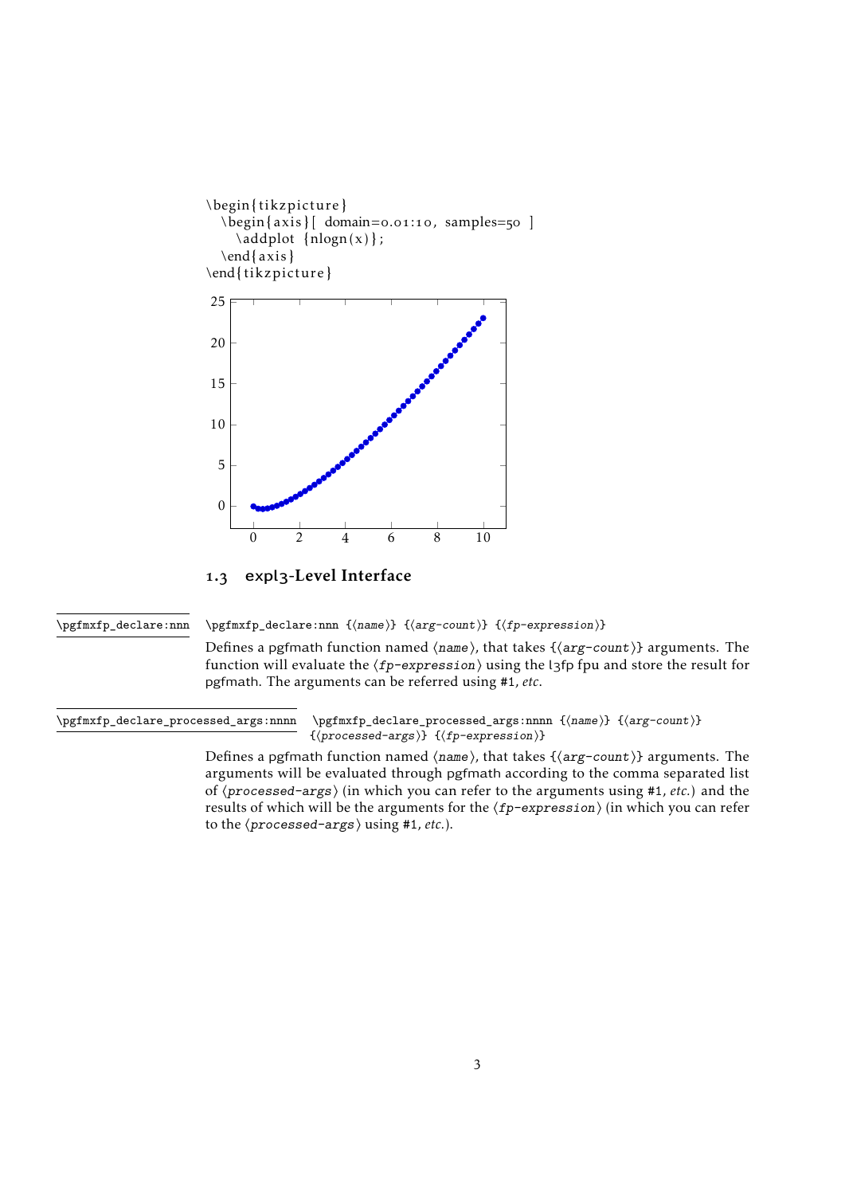```
\begin{tikzpicture}
  \begin{axis}[ domain=0.01:10, samples=50 ]
    \addplot {nlogn(x)};
  \end{axis}
\end{tikzpicture}
```

## 1.3 expl3-Level Interface

`\pgfmxfp_declare:nnn`

`\pgfmxfp_declare:nnn {⟨name⟩} {⟨arg-count⟩} {⟨fp-expression⟩}`

Defines a pgfmath function named ⟨*name*⟩, that takes {⟨*arg-count*⟩} arguments. The function will evaluate the ⟨*fp-expression*⟩ using the l3fp fpu and store the result for pgfmath. The arguments can be referred using `#1`, *etc*.

`\pgfmxfp_declare_processed_args:nnnn`

`\pgfmxfp_declare_processed_args:nnnn {⟨name⟩} {⟨arg-count⟩} {⟨processed-args⟩} {⟨fp-expression⟩}`

Defines a pgfmath function named ⟨*name*⟩, that takes {⟨*arg-count*⟩} arguments. The arguments will be evaluated through pgfmath according to the comma separated list of ⟨*processed-args*⟩ (in which you can refer to the arguments using `#1`, *etc.*) and the results of which will be the arguments for the ⟨*fp-expression*⟩ (in which you can refer to the ⟨*processed-args*⟩ using `#1`, *etc.*).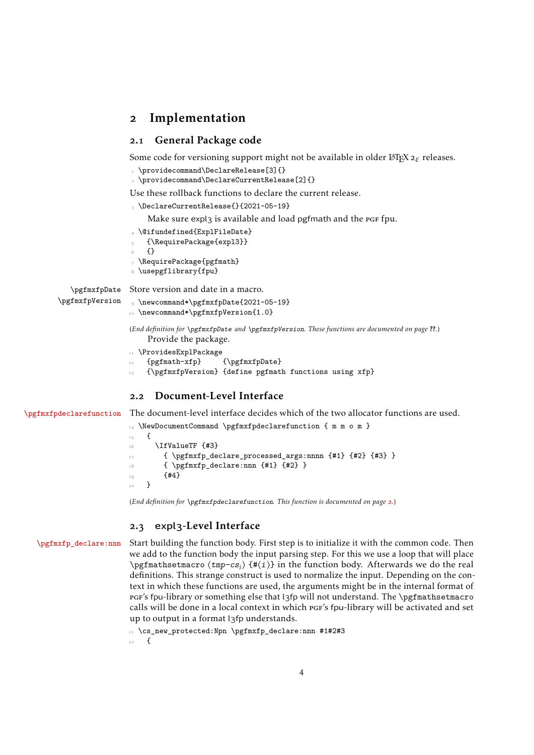# 2 Implementation

## 2.1 General Package code

Some code for versioning support might not be available in older LaTeX $2_\varepsilon$ releases.

```
1 \providecommand\DeclareRelease[3]{}
2 \providecommand\DeclareCurrentRelease[2]{}
```

Use these rollback functions to declare the current release.

```
3 \DeclareCurrentRelease{}{2021-05-19}
```

Make sure expl3 is available and load pgfmath and the PGF fpu.

```
4 \@ifundefined{ExplFileDate}
5   {\RequirePackage{expl3}}
6   {}
7 \RequirePackage{pgfmath}
8 \usepgflibrary{fpu}
```

\pgfmxfpDate
\pgfmxfpVersion

Store version and date in a macro.

```
9 \newcommand*\pgfmxfpDate{2021-05-19}
10 \newcommand*\pgfmxfpVersion{1.0}
```

(*End definition for* `\pgfmxfpDate` *and* `\pgfmxfpVersion`. *These functions are documented on page* **??**.)

Provide the package.

```
11 \ProvidesExplPackage
12   {pgfmath-xfp}     {\pgfmxfpDate}
13   {\pgfmxfpVersion} {define pgfmath functions using xfp}
```

## 2.2 Document-Level Interface

\pgfmxfpdeclarefunction

The document-level interface decides which of the two allocator functions are used.

```
14 \NewDocumentCommand \pgfmxfpdeclarefunction { m m o m }
15   {
16     \IfValueTF {#3}
17       { \pgfmxfp_declare_processed_args:nnnn {#1} {#2} {#3} }
18       { \pgfmxfp_declare:nnn {#1} {#2} }
19       {#4}
20   }
```

(*End definition for* `\pgfmxfpdeclarefunction`. *This function is documented on page 2*.)

## 2.3 expl3-Level Interface

\pgfmxfp_declare:nnn

Start building the function body. First step is to initialize it with the common code. Then we add to the function body the input parsing step. For this we use a loop that will place `\pgfmathsetmacro` ⟨*tmp-cs$_i$*⟩ {#⟨*i*⟩} in the function body. Afterwards we do the real definitions. This strange construct is used to normalize the input. Depending on the context in which these functions are used, the arguments might be in the internal format of PGF's fpu-library or something else that l3fp will not understand. The `\pgfmathsetmacro` calls will be done in a local context in which PGF's fpu-library will be activated and set up to output in a format l3fp understands.

```
21 \cs_new_protected:Npn \pgfmxfp_declare:nnn #1#2#3
22   {
```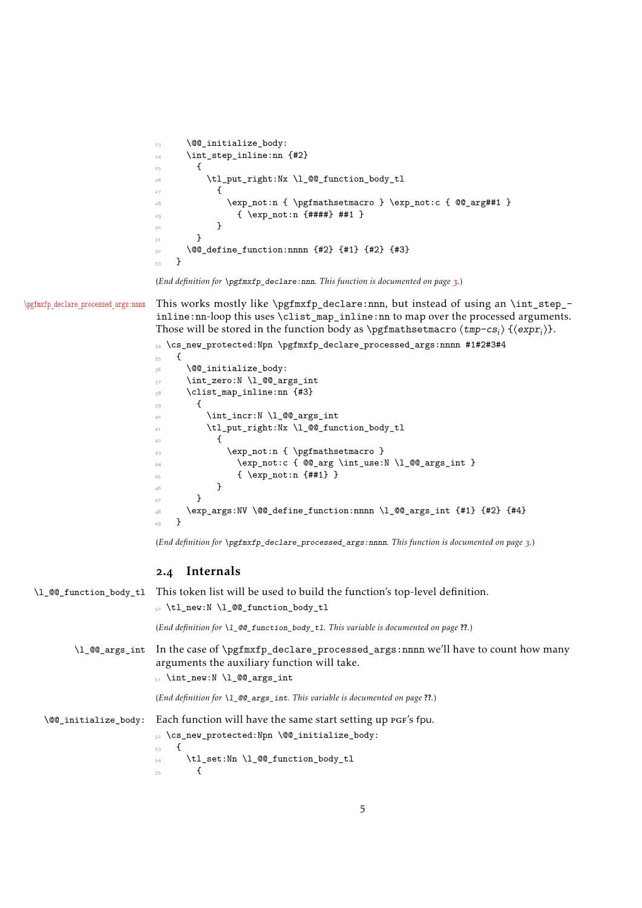```
23     \@@_initialize_body:
24     \int_step_inline:nn {#2}
25       {
26         \tl_put_right:Nx \l_@@_function_body_tl
27           {
28             \exp_not:n { \pgfmathsetmacro } \exp_not:c { @@_arg##1 }
29               { \exp_not:n {####} ##1 }
30           }
31       }
32     \@@_define_function:nnnn {#2} {#1} {#2} {#3}
33   }
```

(*End definition for* `\pgfmxfp_declare:nnn`*. This function is documented on page 3.*)

`\pgfmxfp_declare_processed_args:nnnn`

This works mostly like `\pgfmxfp_declare:nnn`, but instead of using an `\int_step_inline:nn`-loop this uses `\clist_map_inline:nn` to map over the processed arguments. Those will be stored in the function body as `\pgfmathsetmacro` ⟨*tmp-cs*$_i$⟩ {⟨*expr*$_i$⟩}.

```
34 \cs_new_protected:Npn \pgfmxfp_declare_processed_args:nnnn #1#2#3#4
35   {
36     \@@_initialize_body:
37     \int_zero:N \l_@@_args_int
38     \clist_map_inline:nn {#3}
39       {
40         \int_incr:N \l_@@_args_int
41         \tl_put_right:Nx \l_@@_function_body_tl
42           {
43             \exp_not:n { \pgfmathsetmacro }
44               \exp_not:c { @@_arg \int_use:N \l_@@_args_int }
45               { \exp_not:n {##1} }
46           }
47       }
48     \exp_args:NV \@@_define_function:nnnn \l_@@_args_int {#1} {#2} {#4}
49   }
```

(*End definition for* `\pgfmxfp_declare_processed_args:nnnn`*. This function is documented on page 3.*)

## 2.4 Internals

`\l_@@_function_body_tl`

This token list will be used to build the function's top-level definition.

```
50 \tl_new:N \l_@@_function_body_tl
```

(*End definition for* `\l_@@_function_body_tl`*. This variable is documented on page* **??***.*)

`\l_@@_args_int`

In the case of `\pgfmxfp_declare_processed_args:nnnn` we'll have to count how many arguments the auxiliary function will take.

```
51 \int_new:N \l_@@_args_int
```

(*End definition for* `\l_@@_args_int`*. This variable is documented on page* **??***.*)

`\@@_initialize_body:`

Each function will have the same start setting up PGF's fpu.

```
52 \cs_new_protected:Npn \@@_initialize_body:
53   {
54     \tl_set:Nn \l_@@_function_body_tl
55       {
```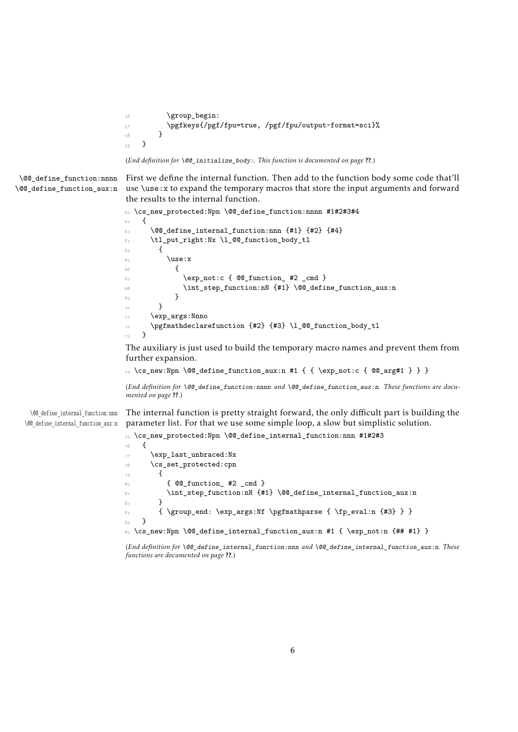```
56          \group_begin:
57          \pgfkeys{/pgf/fpu=true, /pgf/fpu/output~format=sci}%
58        }
59    }
```

(*End definition for `\@@_initialize_body:`. This function is documented on page* **??**.)

`\@@_define_function:nnnn`
`\@@_define_function_aux:n`

First we define the internal function. Then add to the function body some code that'll use `\use:x` to expand the temporary macros that store the input arguments and forward the results to the internal function.

```
60 \cs_new_protected:Npn \@@_define_function:nnnn #1#2#3#4
61   {
62     \@@_define_internal_function:nnn {#1} {#2} {#4}
63     \tl_put_right:Nx \l_@@_function_body_tl
64       {
65         \use:x
66           {
67             \exp_not:c { @@_function_ #2 _cmd }
68             \int_step_function:nN {#1} \@@_define_function_aux:n
69           }
70       }
71     \exp_args:Nnno
72     \pgfmathdeclarefunction {#2} {#3} \l_@@_function_body_tl
73   }
```

The auxiliary is just used to build the temporary macro names and prevent them from further expansion.

```
74 \cs_new:Npn \@@_define_function_aux:n #1 { { \exp_not:c { @@_arg#1 } } }
```

(*End definition for `\@@_define_function:nnnn` and `\@@_define_function_aux:n`. These functions are documented on page* **??**.)

`\@@_define_internal_function:nnn`
`\@@_define_internal_function_aux:n`

The internal function is pretty straight forward, the only difficult part is building the parameter list. For that we use some simple loop, a slow but simplistic solution.

```
75 \cs_new_protected:Npn \@@_define_internal_function:nnn #1#2#3
76   {
77     \exp_last_unbraced:Nx
78     \cs_set_protected:cpn
79       {
80         { @@_function_ #2 _cmd }
81         \int_step_function:nN {#1} \@@_define_internal_function_aux:n
82       }
83       { \group_end: \exp_args:Nf \pgfmathparse { \fp_eval:n {#3} } }
84   }
85 \cs_new:Npn \@@_define_internal_function_aux:n #1 { \exp_not:n {## #1} }
```

(*End definition for `\@@_define_internal_function:nnn` and `\@@_define_internal_function_aux:n`. These functions are documented on page* **??**.)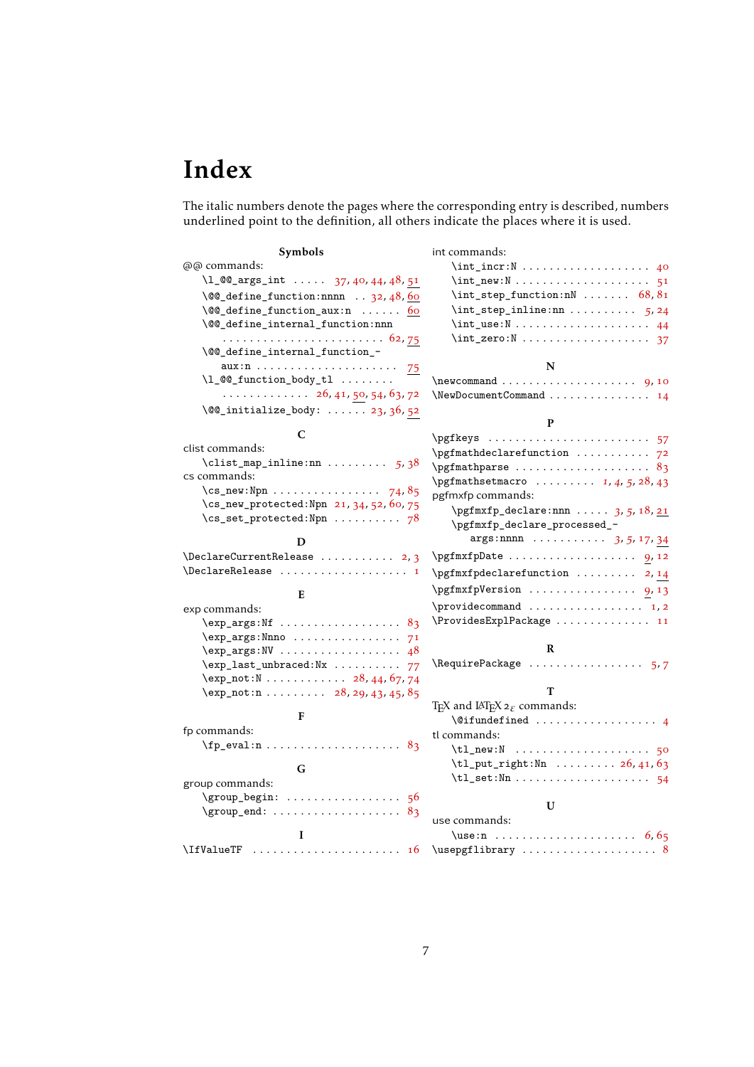# Index

The italic numbers denote the pages where the corresponding entry is described, numbers underlined point to the definition, all others indicate the places where it is used.

**Symbols**

@@ commands:

- \l_@@_args_int . . . . . 37, 40, 44, 48, 51
- \@@_define_function:nnnn . . 32, 48, 60
- \@@_define_function_aux:n . . . . . . 60
- \@@_define_internal_function:nnn . . . . . . . . . . . . . . . . . . . . . . . 62, 75
- \@@_define_internal_function_aux:n . . . . . . . . . . . . . . . . . . . . . 75
- \l_@@_function_body_tl . . . . . . . . . . . . . . . . . . . . . 26, 41, 50, 54, 63, 72
- \@@_initialize_body: . . . . . . 23, 36, 52

**C**

clist commands:

- \clist_map_inline:nn . . . . . . . . . 5, 38

cs commands:

- \cs_new:Npn . . . . . . . . . . . . . . . . 74, 85
- \cs_new_protected:Npn 21, 34, 52, 60, 75
- \cs_set_protected:Npn . . . . . . . . . . 78

**D**

- \DeclareCurrentRelease . . . . . . . . . . . 2, 3
- \DeclareRelease . . . . . . . . . . . . . . . . . . . 1

**E**

exp commands:

- \exp_args:Nf . . . . . . . . . . . . . . . . . . 83
- \exp_args:Nnno . . . . . . . . . . . . . . . . 71
- \exp_args:NV . . . . . . . . . . . . . . . . . . 48
- \exp_last_unbraced:Nx . . . . . . . . . . 77
- \exp_not:N . . . . . . . . . . . . 28, 44, 67, 74
- \exp_not:n . . . . . . . . . 28, 29, 43, 45, 85

**F**

fp commands:

- \fp_eval:n . . . . . . . . . . . . . . . . . . . . 83

**G**

group commands:

- \group_begin: . . . . . . . . . . . . . . . . . 56
- \group_end: . . . . . . . . . . . . . . . . . . . 83

**I**

- \IfValueTF . . . . . . . . . . . . . . . . . . . . . . 16

int commands:

- \int_incr:N . . . . . . . . . . . . . . . . . . . 40
- \int_new:N . . . . . . . . . . . . . . . . . . . . 51
- \int_step_function:nN . . . . . . . 68, 81
- \int_step_inline:nn . . . . . . . . . . 5, 24
- \int_use:N . . . . . . . . . . . . . . . . . . . . 44
- \int_zero:N . . . . . . . . . . . . . . . . . . . 37

**N**

- \newcommand . . . . . . . . . . . . . . . . . . . . 9, 10
- \NewDocumentCommand . . . . . . . . . . . . . . . 14

**P**

- \pgfkeys . . . . . . . . . . . . . . . . . . . . . . . . 57
- \pgfmathdeclarefunction . . . . . . . . . . . 72
- \pgfmathparse . . . . . . . . . . . . . . . . . . . . 83
- \pgfmathsetmacro . . . . . . . . . 1, 4, 5, 28, 43

pgfmxfp commands:

- \pgfmxfp_declare:nnn . . . . . 3, 5, 18, 21
- \pgfmxfp_declare_processed_args:nnnn . . . . . . . . . . . 3, 5, 17, 34

- \pgfmxfpDate . . . . . . . . . . . . . . . . . . . 9, 12
- \pgfmxfpdeclarefunction . . . . . . . . . 2, 14
- \pgfmxfpVersion . . . . . . . . . . . . . . . . 9, 13
- \providecommand . . . . . . . . . . . . . . . . . 1, 2
- \ProvidesExplPackage . . . . . . . . . . . . . . 11

**R**

- \RequirePackage . . . . . . . . . . . . . . . . . 5, 7

**T**

TeX and LaTeX $2_\varepsilon$ commands:

- \@ifundefined . . . . . . . . . . . . . . . . . . 4

tl commands:

- \tl_new:N . . . . . . . . . . . . . . . . . . . . 50
- \tl_put_right:Nn . . . . . . . . . 26, 41, 63
- \tl_set:Nn . . . . . . . . . . . . . . . . . . . . 54

**U**

use commands:

- \use:n . . . . . . . . . . . . . . . . . . . . . 6, 65

- \usepgflibrary . . . . . . . . . . . . . . . . . . . . 8